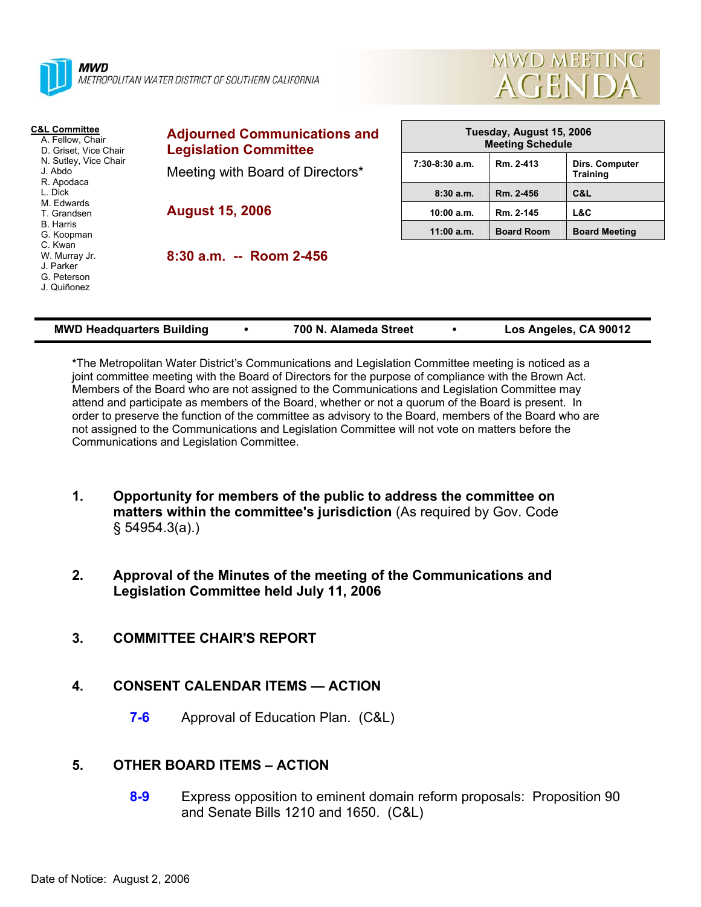**MWD**
METROPOLITAN WATER DISTRICT OF SOUTHERN CALIFORNIA

# MWD MEETING AGENDA

**C&L Committee**
A. Fellow, Chair
D. Griset, Vice Chair
N. Sutley, Vice Chair
J. Abdo
R. Apodaca
L. Dick
M. Edwards
T. Grandsen
B. Harris
G. Koopman
C. Kwan
W. Murray Jr.
J. Parker
G. Peterson
J. Quiñonez

## Adjourned Communications and Legislation Committee

Meeting with Board of Directors*

**August 15, 2006**

**8:30 a.m. -- Room 2-456**

| Tuesday, August 15, 2006 Meeting Schedule | | |
|---|---|---|
| 7:30-8:30 a.m. | Rm. 2-413 | Dirs. Computer Training |
| 8:30 a.m. | Rm. 2-456 | C&L |
| 10:00 a.m. | Rm. 2-145 | L&C |
| 11:00 a.m. | Board Room | Board Meeting |

**MWD Headquarters Building • 700 N. Alameda Street • Los Angeles, CA 90012**

*The Metropolitan Water District's Communications and Legislation Committee meeting is noticed as a joint committee meeting with the Board of Directors for the purpose of compliance with the Brown Act. Members of the Board who are not assigned to the Communications and Legislation Committee may attend and participate as members of the Board, whether or not a quorum of the Board is present. In order to preserve the function of the committee as advisory to the Board, members of the Board who are not assigned to the Communications and Legislation Committee will not vote on matters before the Communications and Legislation Committee.

1. **Opportunity for members of the public to address the committee on matters within the committee's jurisdiction** (As required by Gov. Code § 54954.3(a).)

2. **Approval of the Minutes of the meeting of the Communications and Legislation Committee held July 11, 2006**

3. **COMMITTEE CHAIR'S REPORT**

4. **CONSENT CALENDAR ITEMS — ACTION**

   **7-6** Approval of Education Plan. (C&L)

5. **OTHER BOARD ITEMS – ACTION**

   **8-9** Express opposition to eminent domain reform proposals: Proposition 90 and Senate Bills 1210 and 1650. (C&L)

Date of Notice: August 2, 2006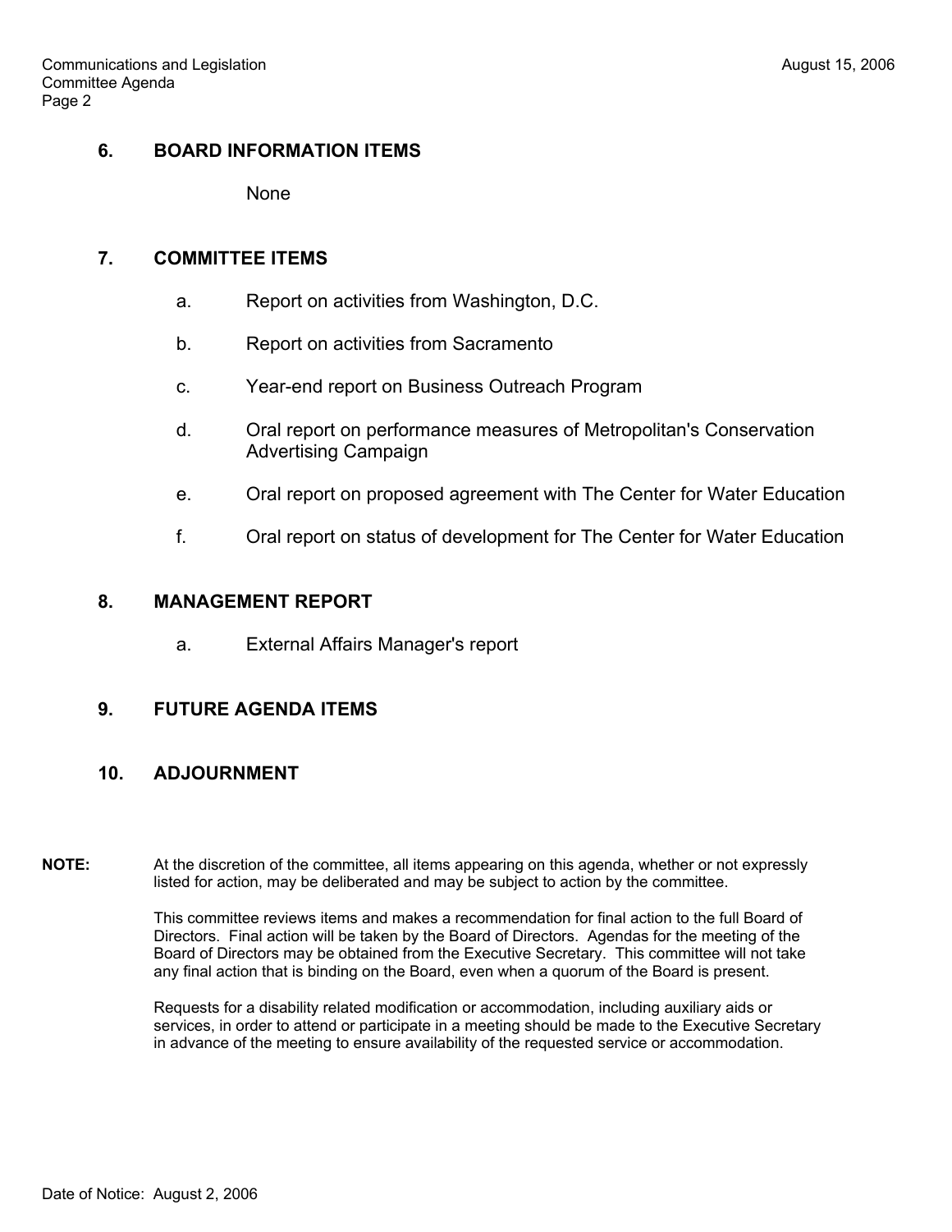## 6. BOARD INFORMATION ITEMS

None

## 7. COMMITTEE ITEMS

a. Report on activities from Washington, D.C.

b. Report on activities from Sacramento

c. Year-end report on Business Outreach Program

d. Oral report on performance measures of Metropolitan's Conservation Advertising Campaign

e. Oral report on proposed agreement with The Center for Water Education

f. Oral report on status of development for The Center for Water Education

## 8. MANAGEMENT REPORT

a. External Affairs Manager's report

## 9. FUTURE AGENDA ITEMS

## 10. ADJOURNMENT

**NOTE:** At the discretion of the committee, all items appearing on this agenda, whether or not expressly listed for action, may be deliberated and may be subject to action by the committee.

This committee reviews items and makes a recommendation for final action to the full Board of Directors. Final action will be taken by the Board of Directors. Agendas for the meeting of the Board of Directors may be obtained from the Executive Secretary. This committee will not take any final action that is binding on the Board, even when a quorum of the Board is present.

Requests for a disability related modification or accommodation, including auxiliary aids or services, in order to attend or participate in a meeting should be made to the Executive Secretary in advance of the meeting to ensure availability of the requested service or accommodation.

Date of Notice: August 2, 2006